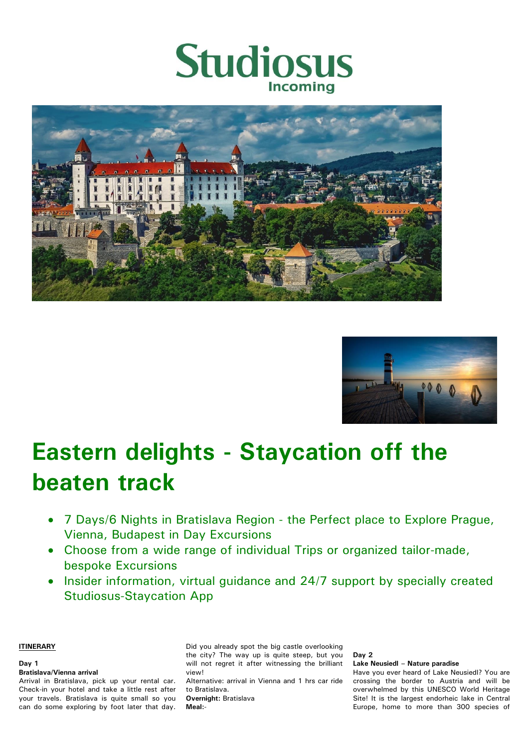# Studiosus
Incoming

# Eastern delights - Staycation off the beaten track

- 7 Days/6 Nights in Bratislava Region - the Perfect place to Explore Prague, Vienna, Budapest in Day Excursions
- Choose from a wide range of individual Trips or organized tailor-made, bespoke Excursions
- Insider information, virtual guidance and 24/7 support by specially created Studiosus-Staycation App

**ITINERARY**

**Day 1**
**Bratislava/Vienna arrival**
Arrival in Bratislava, pick up your rental car. Check-in your hotel and take a little rest after your travels. Bratislava is quite small so you can do some exploring by foot later that day. Did you already spot the big castle overlooking the city? The way up is quite steep, but you will not regret it after witnessing the brilliant view!
Alternative: arrival in Vienna and 1 hrs car ride to Bratislava.
**Overnight:** Bratislava
**Meal:**-

**Day 2**
**Lake Neusiedl – Nature paradise**
Have you ever heard of Lake Neusiedl? You are crossing the border to Austria and will be overwhelmed by this UNESCO World Heritage Site! It is the largest endorheic lake in Central Europe, home to more than 300 species of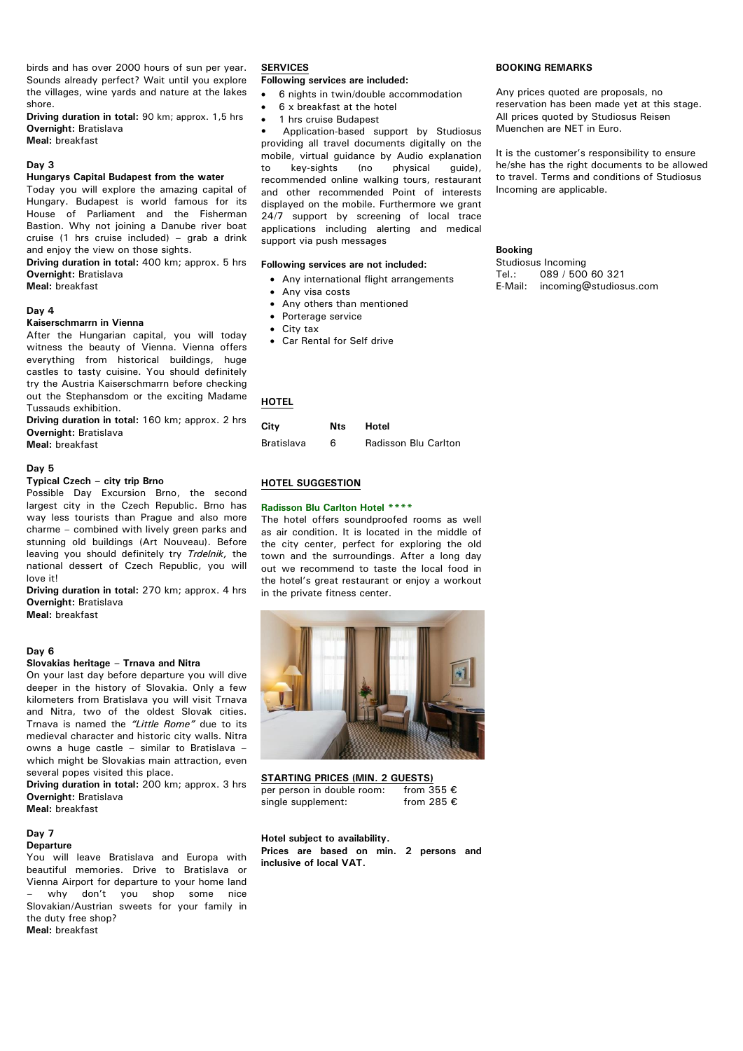birds and has over 2000 hours of sun per year. Sounds already perfect? Wait until you explore the villages, wine yards and nature at the lakes shore.

**Driving duration in total:** 90 km; approx. 1,5 hrs
**Overnight:** Bratislava
**Meal:** breakfast

**Day 3**
**Hungarys Capital Budapest from the water**

Today you will explore the amazing capital of Hungary. Budapest is world famous for its House of Parliament and the Fisherman Bastion. Why not joining a Danube river boat cruise (1 hrs cruise included) – grab a drink and enjoy the view on those sights.

**Driving duration in total:** 400 km; approx. 5 hrs
**Overnight:** Bratislava
**Meal:** breakfast

**Day 4**
**Kaiserschmarrn in Vienna**

After the Hungarian capital, you will today witness the beauty of Vienna. Vienna offers everything from historical buildings, huge castles to tasty cuisine. You should definitely try the Austria Kaiserschmarrn before checking out the Stephansdom or the exciting Madame Tussauds exhibition.

**Driving duration in total:** 160 km; approx. 2 hrs
**Overnight:** Bratislava
**Meal:** breakfast

**Day 5**
**Typical Czech – city trip Brno**

Possible Day Excursion Brno, the second largest city in the Czech Republic. Brno has way less tourists than Prague and also more charme – combined with lively green parks and stunning old buildings (Art Nouveau). Before leaving you should definitely try *Trdelnik,* the national dessert of Czech Republic, you will love it!

**Driving duration in total:** 270 km; approx. 4 hrs
**Overnight:** Bratislava
**Meal:** breakfast

**Day 6**
**Slovakias heritage – Trnava and Nitra**

On your last day before departure you will dive deeper in the history of Slovakia. Only a few kilometers from Bratislava you will visit Trnava and Nitra, two of the oldest Slovak cities. Trnava is named the *"Little Rome"* due to its medieval character and historic city walls. Nitra owns a huge castle – similar to Bratislava – which might be Slovakias main attraction, even several popes visited this place.

**Driving duration in total:** 200 km; approx. 3 hrs
**Overnight:** Bratislava
**Meal:** breakfast

**Day 7**
**Departure**

You will leave Bratislava and Europa with beautiful memories. Drive to Bratislava or Vienna Airport for departure to your home land – why don't you shop some nice Slovakian/Austrian sweets for your family in the duty free shop?

**Meal:** breakfast

## SERVICES

**Following services are included:**

- 6 nights in twin/double accommodation
- 6 x breakfast at the hotel
- 1 hrs cruise Budapest
- Application-based support by Studiosus providing all travel documents digitally on the mobile, virtual guidance by Audio explanation to key-sights (no physical guide), recommended online walking tours, restaurant and other recommended Point of interests displayed on the mobile. Furthermore we grant 24/7 support by screening of local trace applications including alerting and medical support via push messages

**Following services are not included:**

- Any international flight arrangements
- Any visa costs
- Any others than mentioned
- Porterage service
- City tax
- Car Rental for Self drive

## HOTEL

| City | Nts | Hotel |
|---|---|---|
| Bratislava | 6 | Radisson Blu Carlton |

## HOTEL SUGGESTION

**Radisson Blu Carlton Hotel \*\*\*\***

The hotel offers soundproofed rooms as well as air condition. It is located in the middle of the city center, perfect for exploring the old town and the surroundings. After a long day out we recommend to taste the local food in the hotel's great restaurant or enjoy a workout in the private fitness center.

## STARTING PRICES (MIN. 2 GUESTS)

| | |
|---|---|
| per person in double room: | from 355 € |
| single supplement: | from 285 € |

**Hotel subject to availability.**
**Prices are based on min. 2 persons and inclusive of local VAT.**

**BOOKING REMARKS**

Any prices quoted are proposals, no reservation has been made yet at this stage. All prices quoted by Studiosus Reisen Muenchen are NET in Euro.

It is the customer's responsibility to ensure he/she has the right documents to be allowed to travel. Terms and conditions of Studiosus Incoming are applicable.

**Booking**

Studiosus Incoming
Tel.: 089 / 500 60 321
E-Mail: incoming@studiosus.com